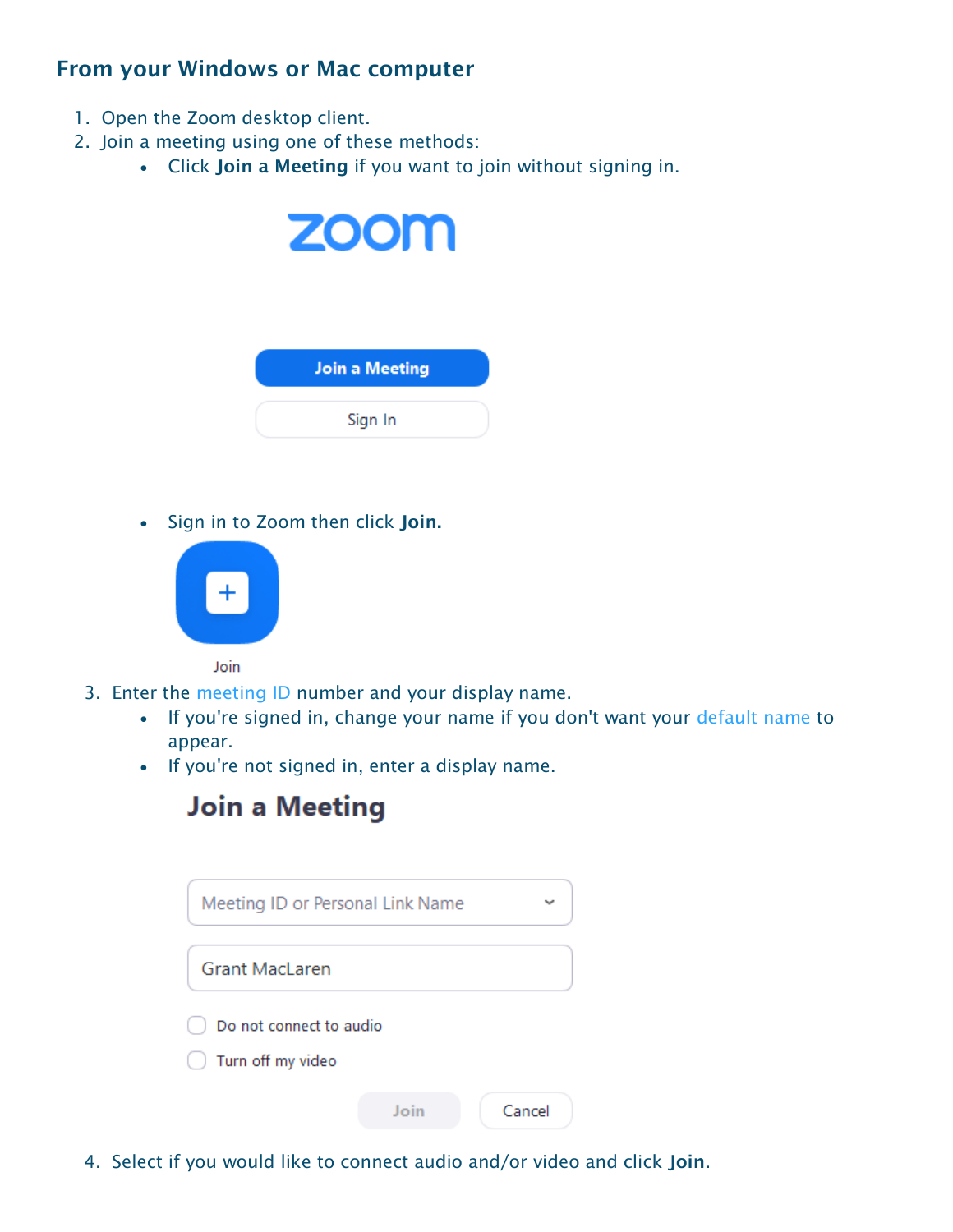## From your Windows or Mac computer

1. Open the Zoom desktop client.
2. Join a meeting using one of these methods:
    - Click **Join a Meeting** if you want to join without signing in.
    - Sign in to Zoom then click **Join.**
3. Enter the meeting ID number and your display name.
    - If you're signed in, change your name if you don't want your default name to appear.
    - If you're not signed in, enter a display name.
4. Select if you would like to connect audio and/or video and click **Join**.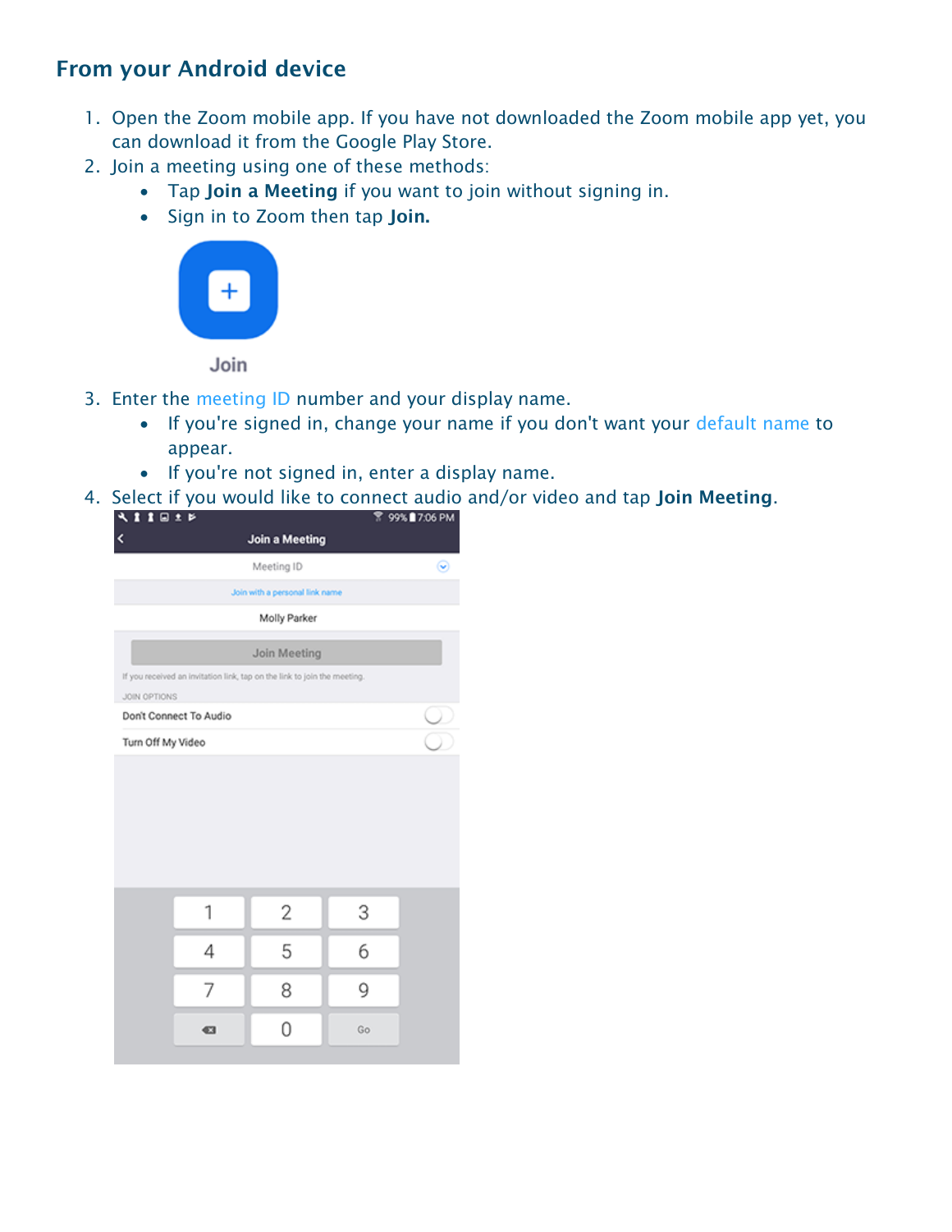## From your Android device

1. Open the Zoom mobile app. If you have not downloaded the Zoom mobile app yet, you can download it from the Google Play Store.
2. Join a meeting using one of these methods:
   - Tap **Join a Meeting** if you want to join without signing in.
   - Sign in to Zoom then tap **Join.**
3. Enter the meeting ID number and your display name.
   - If you're signed in, change your name if you don't want your default name to appear.
   - If you're not signed in, enter a display name.
4. Select if you would like to connect audio and/or video and tap **Join Meeting**.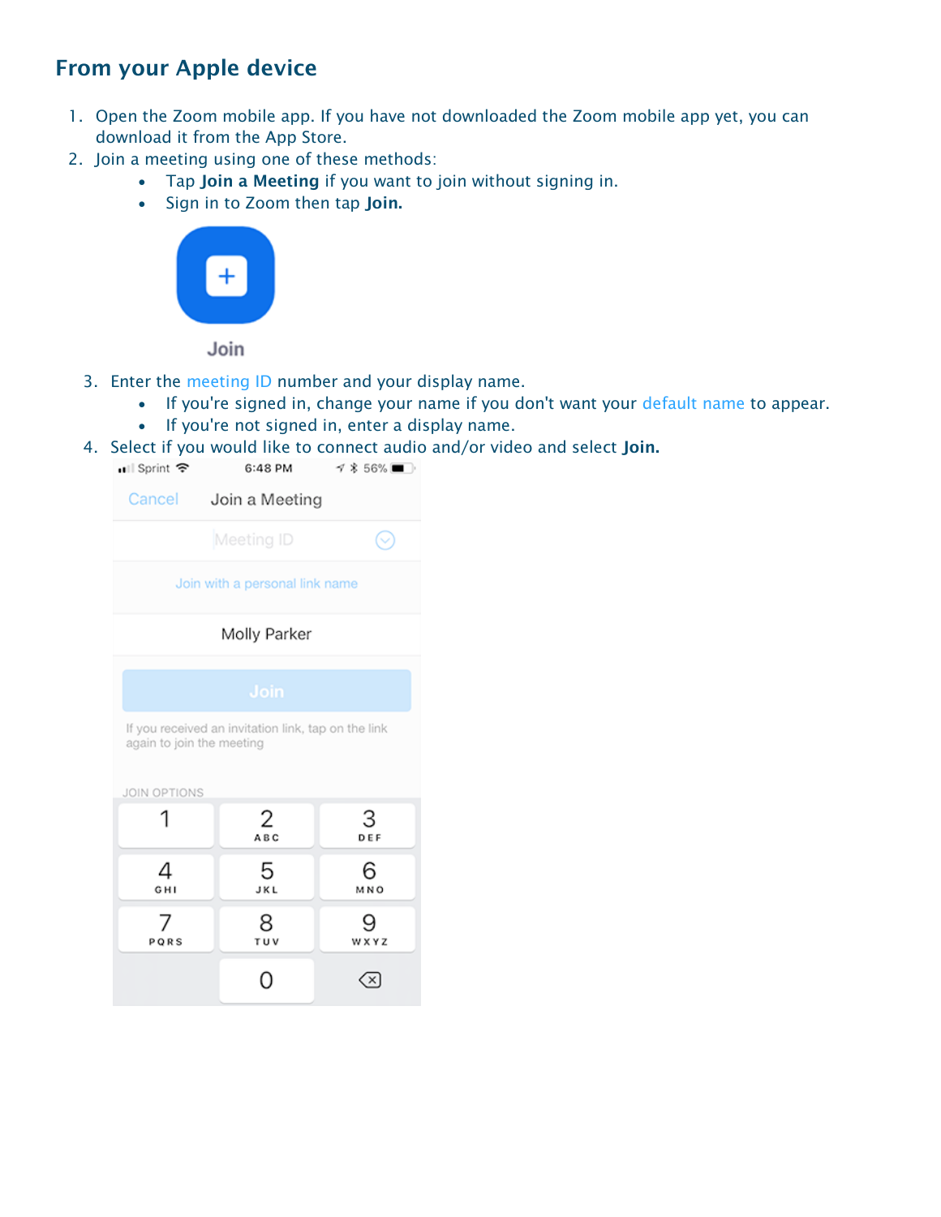## From your Apple device

1. Open the Zoom mobile app. If you have not downloaded the Zoom mobile app yet, you can download it from the App Store.
2. Join a meeting using one of these methods:
    - Tap **Join a Meeting** if you want to join without signing in.
    - Sign in to Zoom then tap **Join.**
3. Enter the meeting ID number and your display name.
    - If you're signed in, change your name if you don't want your default name to appear.
    - If you're not signed in, enter a display name.
4. Select if you would like to connect audio and/or video and select **Join.**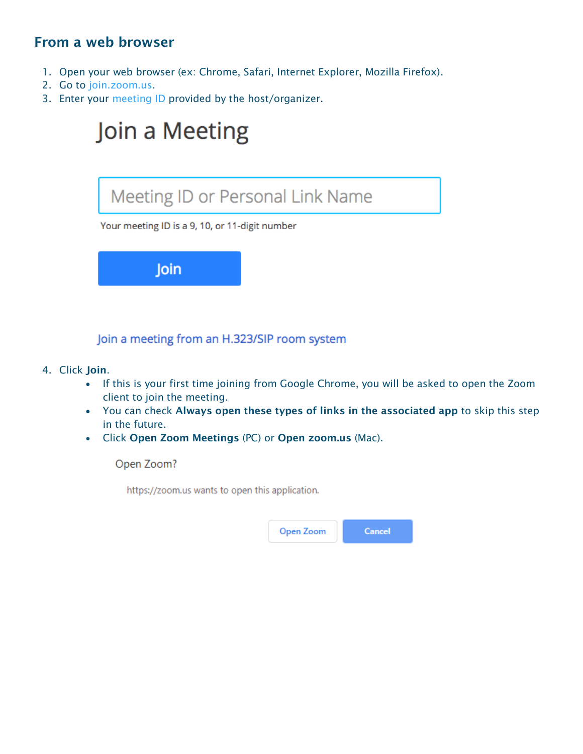## From a web browser

1. Open your web browser (ex: Chrome, Safari, Internet Explorer, Mozilla Firefox).
2. Go to join.zoom.us.
3. Enter your meeting ID provided by the host/organizer.

Join a Meeting

Meeting ID or Personal Link Name

Your meeting ID is a 9, 10, or 11-digit number

Join

Join a meeting from an H.323/SIP room system

4. Click **Join**.
   - If this is your first time joining from Google Chrome, you will be asked to open the Zoom client to join the meeting.
   - You can check **Always open these types of links in the associated app** to skip this step in the future.
   - Click **Open Zoom Meetings** (PC) or **Open zoom.us** (Mac).

Open Zoom?

https://zoom.us wants to open this application.

Open Zoom | Cancel